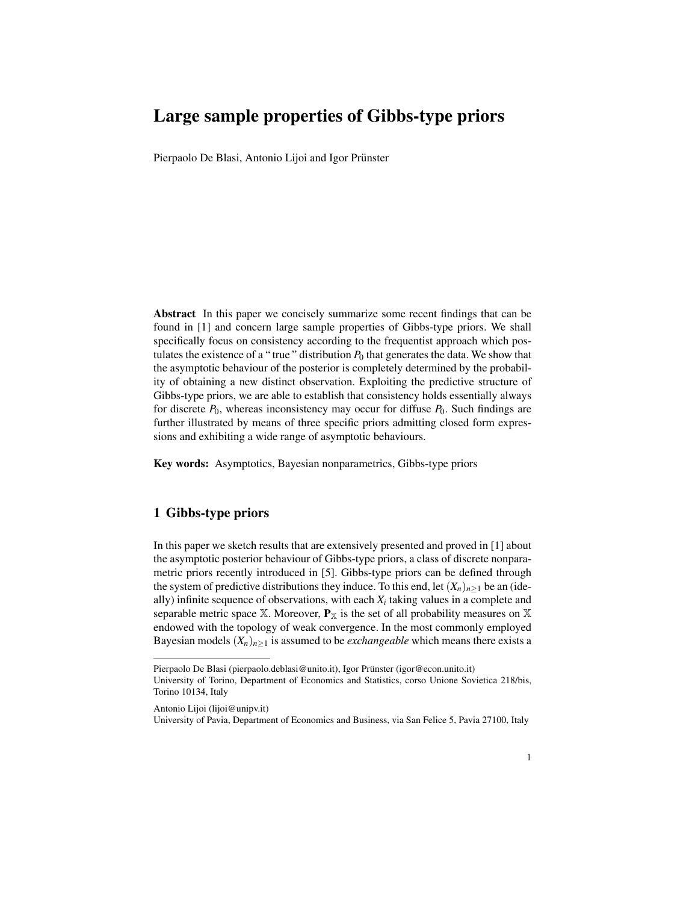# Large sample properties of Gibbs-type priors

Pierpaolo De Blasi, Antonio Lijoi and Igor Prünster

**Abstract** In this paper we concisely summarize some recent findings that can be found in [1] and concern large sample properties of Gibbs-type priors. We shall specifically focus on consistency according to the frequentist approach which postulates the existence of a " true " distribution $P_0$ that generates the data. We show that the asymptotic behaviour of the posterior is completely determined by the probability of obtaining a new distinct observation. Exploiting the predictive structure of Gibbs-type priors, we are able to establish that consistency holds essentially always for discrete $P_0$, whereas inconsistency may occur for diffuse $P_0$. Such findings are further illustrated by means of three specific priors admitting closed form expressions and exhibiting a wide range of asymptotic behaviours.

**Key words:** Asymptotics, Bayesian nonparametrics, Gibbs-type priors

## 1 Gibbs-type priors

In this paper we sketch results that are extensively presented and proved in [1] about the asymptotic posterior behaviour of Gibbs-type priors, a class of discrete nonparametric priors recently introduced in [5]. Gibbs-type priors can be defined through the system of predictive distributions they induce. To this end, let $(X_n)_{n\geq 1}$ be an (ideally) infinite sequence of observations, with each $X_i$ taking values in a complete and separable metric space $\mathbb{X}$. Moreover, $\mathbf{P}_{\mathbb{X}}$ is the set of all probability measures on $\mathbb{X}$ endowed with the topology of weak convergence. In the most commonly employed Bayesian models $(X_n)_{n\geq 1}$ is assumed to be *exchangeable* which means there exists a

---

Pierpaolo De Blasi (pierpaolo.deblasi@unito.it), Igor Prünster (igor@econ.unito.it)
University of Torino, Department of Economics and Statistics, corso Unione Sovietica 218/bis, Torino 10134, Italy

Antonio Lijoi (lijoi@unipv.it)
University of Pavia, Department of Economics and Business, via San Felice 5, Pavia 27100, Italy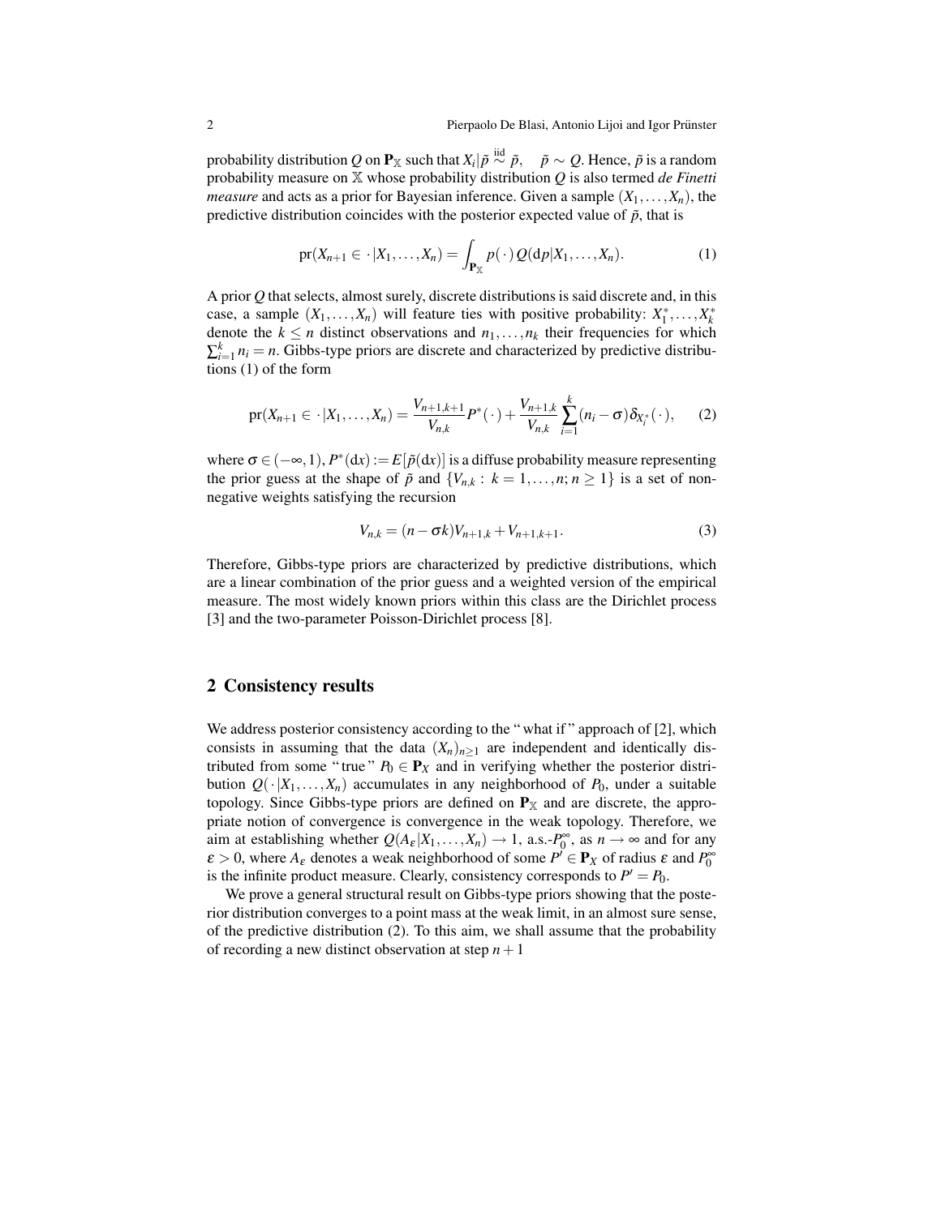probability distribution $Q$ on $\mathbf{P}_{\mathbb{X}}$ such that $X_i|\tilde{p} \stackrel{\text{iid}}{\sim} \tilde{p}, \quad \tilde{p} \sim Q$. Hence, $\tilde{p}$ is a random probability measure on $\mathbb{X}$ whose probability distribution $Q$ is also termed *de Finetti measure* and acts as a prior for Bayesian inference. Given a sample $(X_1,\dots,X_n)$, the predictive distribution coincides with the posterior expected value of $\tilde{p}$, that is

$$\text{pr}(X_{n+1} \in \cdot\,|X_1,\dots,X_n) = \int_{\mathbf{P}_{\mathbb{X}}} p(\,\cdot\,)\, Q(\mathrm{d}p|X_1,\dots,X_n). \tag{1}$$

A prior $Q$ that selects, almost surely, discrete distributions is said discrete and, in this case, a sample $(X_1,\dots,X_n)$ will feature ties with positive probability: $X_1^*,\dots,X_k^*$ denote the $k \le n$ distinct observations and $n_1,\dots,n_k$ their frequencies for which $\sum_{i=1}^k n_i = n$. Gibbs-type priors are discrete and characterized by predictive distributions (1) of the form

$$\text{pr}(X_{n+1} \in \cdot\,|X_1,\dots,X_n) = \frac{V_{n+1,k+1}}{V_{n,k}} P^*(\,\cdot\,) + \frac{V_{n+1,k}}{V_{n,k}} \sum_{i=1}^k (n_i - \sigma)\delta_{X_i^*}(\,\cdot\,), \tag{2}$$

where $\sigma \in (-\infty, 1)$, $P^*(\mathrm{d}x) := E[\tilde{p}(\mathrm{d}x)]$ is a diffuse probability measure representing the prior guess at the shape of $\tilde{p}$ and $\{V_{n,k}:\ k = 1,\dots,n;\, n \ge 1\}$ is a set of nonnegative weights satisfying the recursion

$$V_{n,k} = (n - \sigma k)V_{n+1,k} + V_{n+1,k+1}. \tag{3}$$

Therefore, Gibbs-type priors are characterized by predictive distributions, which are a linear combination of the prior guess and a weighted version of the empirical measure. The most widely known priors within this class are the Dirichlet process [3] and the two-parameter Poisson-Dirichlet process [8].

## 2 Consistency results

We address posterior consistency according to the "what if" approach of [2], which consists in assuming that the data $(X_n)_{n\ge1}$ are independent and identically distributed from some "true" $P_0 \in \mathbf{P}_X$ and in verifying whether the posterior distribution $Q(\,\cdot\,|X_1,\dots,X_n)$ accumulates in any neighborhood of $P_0$, under a suitable topology. Since Gibbs-type priors are defined on $\mathbf{P}_{\mathbb{X}}$ and are discrete, the appropriate notion of convergence is convergence in the weak topology. Therefore, we aim at establishing whether $Q(A_\varepsilon|X_1,\dots,X_n) \to 1$, a.s.-$P_0^\infty$, as $n \to \infty$ and for any $\varepsilon > 0$, where $A_\varepsilon$ denotes a weak neighborhood of some $P' \in \mathbf{P}_X$ of radius $\varepsilon$ and $P_0^\infty$ is the infinite product measure. Clearly, consistency corresponds to $P' = P_0$.

We prove a general structural result on Gibbs-type priors showing that the posterior distribution converges to a point mass at the weak limit, in an almost sure sense, of the predictive distribution (2). To this aim, we shall assume that the probability of recording a new distinct observation at step $n+1$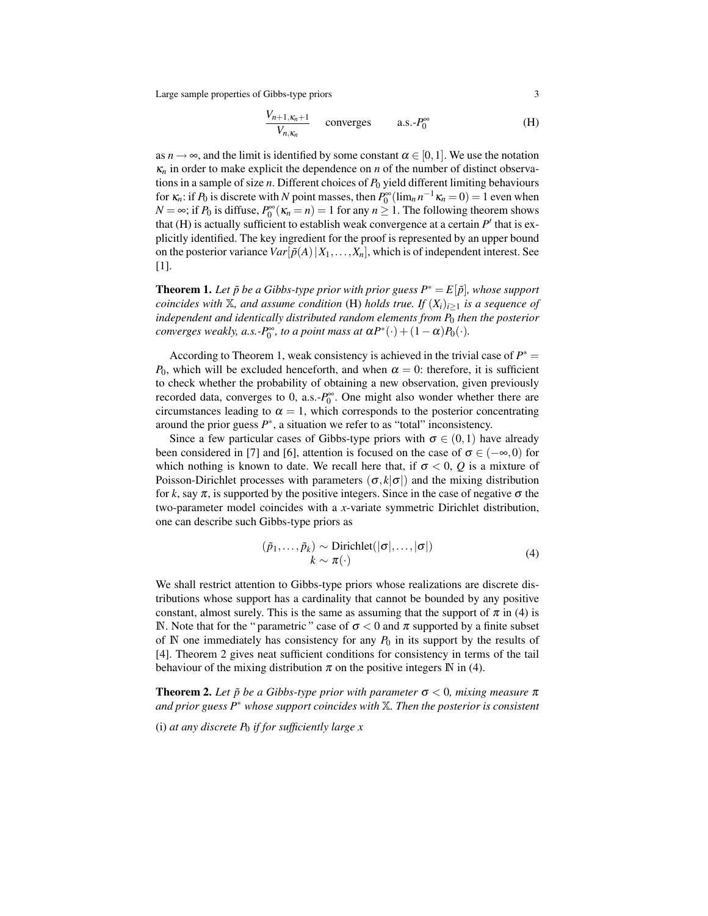$$\frac{V_{n+1,\kappa_n+1}}{V_{n,\kappa_n}} \quad \text{converges} \quad \text{a.s.-}P_0^\infty \tag{H}$$

as $n \to \infty$, and the limit is identified by some constant $\alpha \in [0,1]$. We use the notation $\kappa_n$ in order to make explicit the dependence on $n$ of the number of distinct observations in a sample of size $n$. Different choices of $P_0$ yield different limiting behaviours for $\kappa_n$: if $P_0$ is discrete with $N$ point masses, then $P_0^\infty(\lim_n n^{-1}\kappa_n = 0) = 1$ even when $N = \infty$; if $P_0$ is diffuse, $P_0^\infty(\kappa_n = n) = 1$ for any $n \geq 1$. The following theorem shows that (H) is actually sufficient to establish weak convergence at a certain $P'$ that is explicitly identified. The key ingredient for the proof is represented by an upper bound on the posterior variance $Var[\tilde{p}(A)\,|\,X_1,\ldots,X_n]$, which is of independent interest. See [1].

**Theorem 1.** *Let $\tilde{p}$ be a Gibbs-type prior with prior guess $P^* = E[\tilde{p}]$, whose support coincides with $\mathbb{X}$, and assume condition* (H) *holds true. If $(X_i)_{i\geq 1}$ is a sequence of independent and identically distributed random elements from $P_0$ then the posterior converges weakly, a.s.-$P_0^\infty$, to a point mass at $\alpha P^*(\cdot) + (1-\alpha)P_0(\cdot)$.*

According to Theorem 1, weak consistency is achieved in the trivial case of $P^* = P_0$, which will be excluded henceforth, and when $\alpha = 0$: therefore, it is sufficient to check whether the probability of obtaining a new observation, given previously recorded data, converges to 0, a.s.-$P_0^\infty$. One might also wonder whether there are circumstances leading to $\alpha = 1$, which corresponds to the posterior concentrating around the prior guess $P^*$, a situation we refer to as "total" inconsistency.

Since a few particular cases of Gibbs-type priors with $\sigma \in (0,1)$ have already been considered in [7] and [6], attention is focused on the case of $\sigma \in (-\infty, 0)$ for which nothing is known to date. We recall here that, if $\sigma < 0$, $Q$ is a mixture of Poisson-Dirichlet processes with parameters $(\sigma, k|\sigma|)$ and the mixing distribution for $k$, say $\pi$, is supported by the positive integers. Since in the case of negative $\sigma$ the two-parameter model coincides with a $x$-variate symmetric Dirichlet distribution, one can describe such Gibbs-type priors as

$$\begin{gathered}(\tilde{p}_1,\ldots,\tilde{p}_k) \sim \text{Dirichlet}(|\sigma|,\ldots,|\sigma|) \\ k \sim \pi(\cdot)\end{gathered} \tag{4}$$

We shall restrict attention to Gibbs-type priors whose realizations are discrete distributions whose support has a cardinality that cannot be bounded by any positive constant, almost surely. This is the same as assuming that the support of $\pi$ in (4) is $\mathbb{N}$. Note that for the "parametric" case of $\sigma < 0$ and $\pi$ supported by a finite subset of $\mathbb{N}$ one immediately has consistency for any $P_0$ in its support by the results of [4]. Theorem 2 gives neat sufficient conditions for consistency in terms of the tail behaviour of the mixing distribution $\pi$ on the positive integers $\mathbb{N}$ in (4).

**Theorem 2.** *Let $\tilde{p}$ be a Gibbs-type prior with parameter $\sigma < 0$, mixing measure $\pi$ and prior guess $P^*$ whose support coincides with $\mathbb{X}$. Then the posterior is consistent*

(i) *at any discrete $P_0$ if for sufficiently large $x$*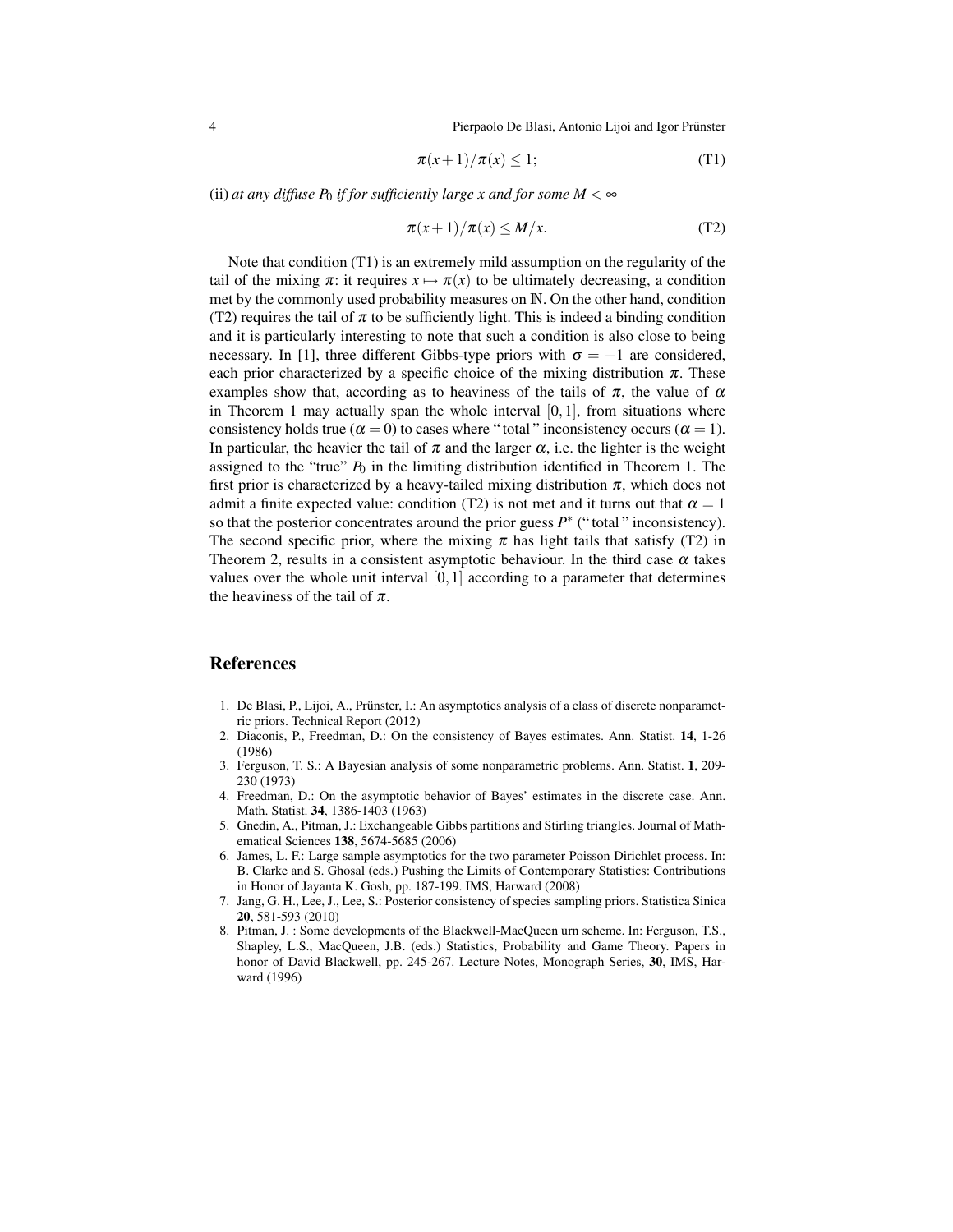$$\pi(x+1)/\pi(x) \leq 1; \tag{T1}$$

(ii) *at any diffuse $P_0$ if for sufficiently large $x$ and for some $M < \infty$*

$$\pi(x+1)/\pi(x) \leq M/x. \tag{T2}$$

Note that condition (T1) is an extremely mild assumption on the regularity of the tail of the mixing $\pi$: it requires $x \mapsto \pi(x)$ to be ultimately decreasing, a condition met by the commonly used probability measures on $\mathbb{N}$. On the other hand, condition (T2) requires the tail of $\pi$ to be sufficiently light. This is indeed a binding condition and it is particularly interesting to note that such a condition is also close to being necessary. In [1], three different Gibbs-type priors with $\sigma = -1$ are considered, each prior characterized by a specific choice of the mixing distribution $\pi$. These examples show that, according as to heaviness of the tails of $\pi$, the value of $\alpha$ in Theorem 1 may actually span the whole interval $[0,1]$, from situations where consistency holds true ($\alpha = 0$) to cases where " total " inconsistency occurs ($\alpha = 1$). In particular, the heavier the tail of $\pi$ and the larger $\alpha$, i.e. the lighter is the weight assigned to the "true" $P_0$ in the limiting distribution identified in Theorem 1. The first prior is characterized by a heavy-tailed mixing distribution $\pi$, which does not admit a finite expected value: condition (T2) is not met and it turns out that $\alpha = 1$ so that the posterior concentrates around the prior guess $P^*$ (" total " inconsistency). The second specific prior, where the mixing $\pi$ has light tails that satisfy (T2) in Theorem 2, results in a consistent asymptotic behaviour. In the third case $\alpha$ takes values over the whole unit interval $[0,1]$ according to a parameter that determines the heaviness of the tail of $\pi$.

## References

1. De Blasi, P., Lijoi, A., Prünster, I.: An asymptotics analysis of a class of discrete nonparametric priors. Technical Report (2012)
2. Diaconis, P., Freedman, D.: On the consistency of Bayes estimates. Ann. Statist. **14**, 1-26 (1986)
3. Ferguson, T. S.: A Bayesian analysis of some nonparametric problems. Ann. Statist. **1**, 209-230 (1973)
4. Freedman, D.: On the asymptotic behavior of Bayes' estimates in the discrete case. Ann. Math. Statist. **34**, 1386-1403 (1963)
5. Gnedin, A., Pitman, J.: Exchangeable Gibbs partitions and Stirling triangles. Journal of Mathematical Sciences **138**, 5674-5685 (2006)
6. James, L. F.: Large sample asymptotics for the two parameter Poisson Dirichlet process. In: B. Clarke and S. Ghosal (eds.) Pushing the Limits of Contemporary Statistics: Contributions in Honor of Jayanta K. Gosh, pp. 187-199. IMS, Harward (2008)
7. Jang, G. H., Lee, J., Lee, S.: Posterior consistency of species sampling priors. Statistica Sinica **20**, 581-593 (2010)
8. Pitman, J. : Some developments of the Blackwell-MacQueen urn scheme. In: Ferguson, T.S., Shapley, L.S., MacQueen, J.B. (eds.) Statistics, Probability and Game Theory. Papers in honor of David Blackwell, pp. 245-267. Lecture Notes, Monograph Series, **30**, IMS, Harward (1996)